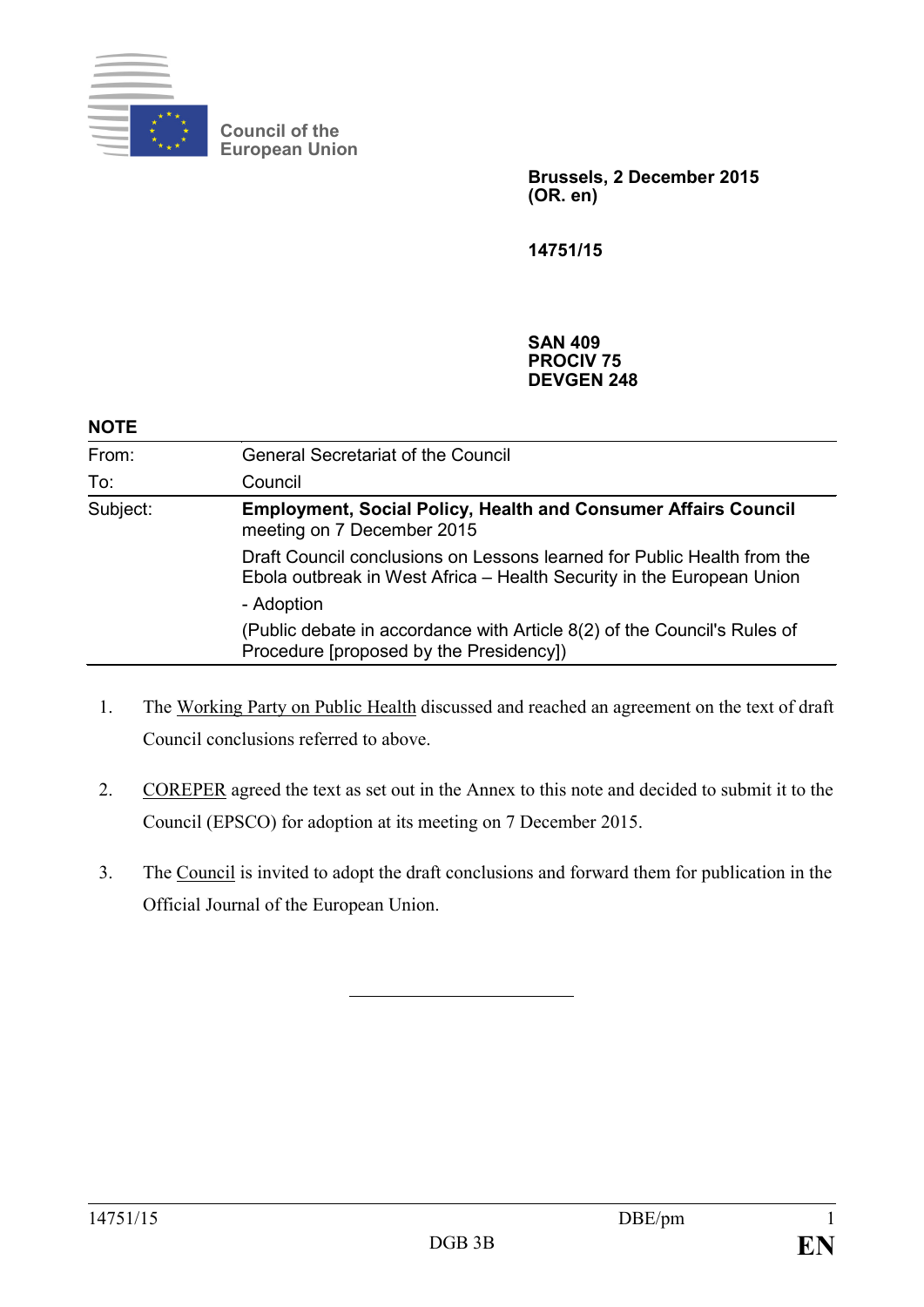Council of the European Union

**Brussels, 2 December 2015**
**(OR. en)**

**14751/15**

**SAN 409**
**PROCIV 75**
**DEVGEN 248**

**NOTE**

| | |
|---|---|
| From: | General Secretariat of the Council |
| To: | Council |
| Subject: | **Employment, Social Policy, Health and Consumer Affairs Council** meeting on 7 December 2015<br>Draft Council conclusions on Lessons learned for Public Health from the Ebola outbreak in West Africa – Health Security in the European Union<br>- Adoption<br>(Public debate in accordance with Article 8(2) of the Council's Rules of Procedure [proposed by the Presidency]) |

1. The Working Party on Public Health discussed and reached an agreement on the text of draft Council conclusions referred to above.

2. COREPER agreed the text as set out in the Annex to this note and decided to submit it to the Council (EPSCO) for adoption at its meeting on 7 December 2015.

3. The Council is invited to adopt the draft conclusions and forward them for publication in the Official Journal of the European Union.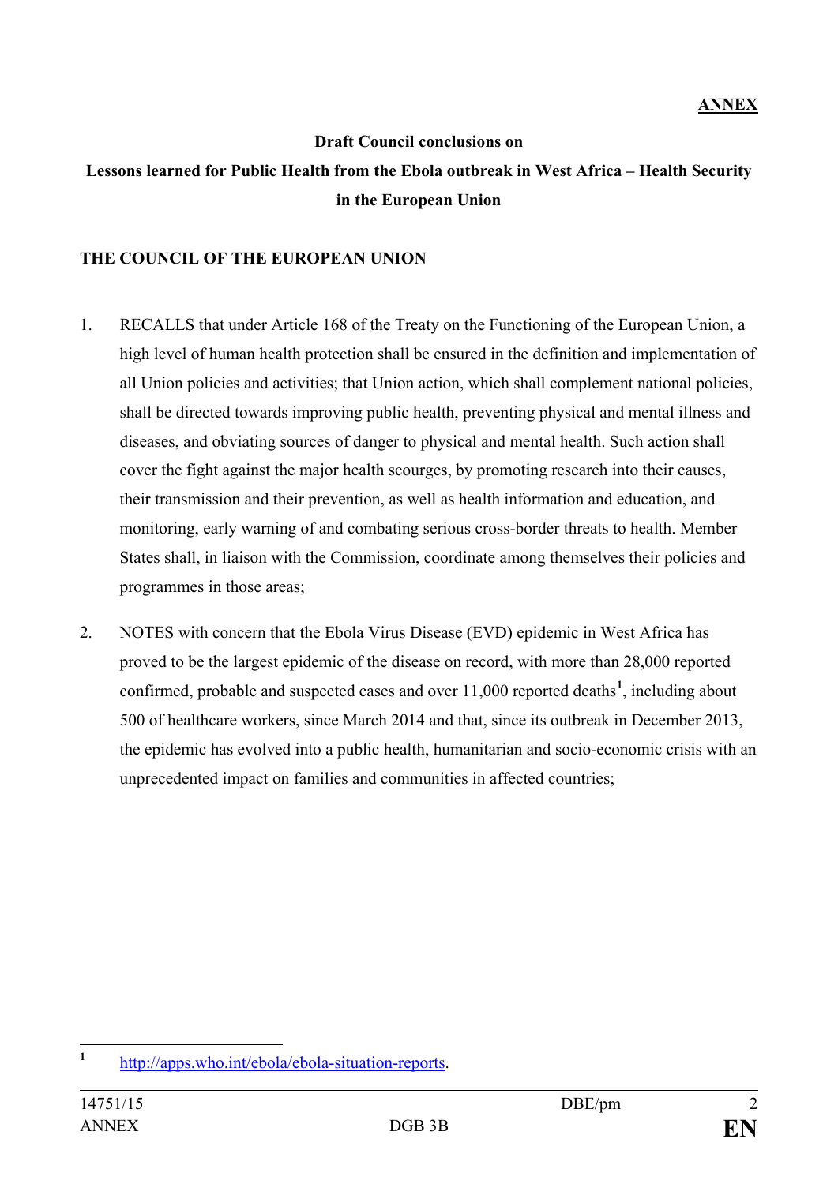**ANNEX**

**Draft Council conclusions on**

**Lessons learned for Public Health from the Ebola outbreak in West Africa – Health Security in the European Union**

**THE COUNCIL OF THE EUROPEAN UNION**

1. RECALLS that under Article 168 of the Treaty on the Functioning of the European Union, a high level of human health protection shall be ensured in the definition and implementation of all Union policies and activities; that Union action, which shall complement national policies, shall be directed towards improving public health, preventing physical and mental illness and diseases, and obviating sources of danger to physical and mental health. Such action shall cover the fight against the major health scourges, by promoting research into their causes, their transmission and their prevention, as well as health information and education, and monitoring, early warning of and combating serious cross-border threats to health. Member States shall, in liaison with the Commission, coordinate among themselves their policies and programmes in those areas;

2. NOTES with concern that the Ebola Virus Disease (EVD) epidemic in West Africa has proved to be the largest epidemic of the disease on record, with more than 28,000 reported confirmed, probable and suspected cases and over 11,000 reported deaths[1], including about 500 of healthcare workers, since March 2014 and that, since its outbreak in December 2013, the epidemic has evolved into a public health, humanitarian and socio-economic crisis with an unprecedented impact on families and communities in affected countries;

[1] http://apps.who.int/ebola/ebola-situation-reports.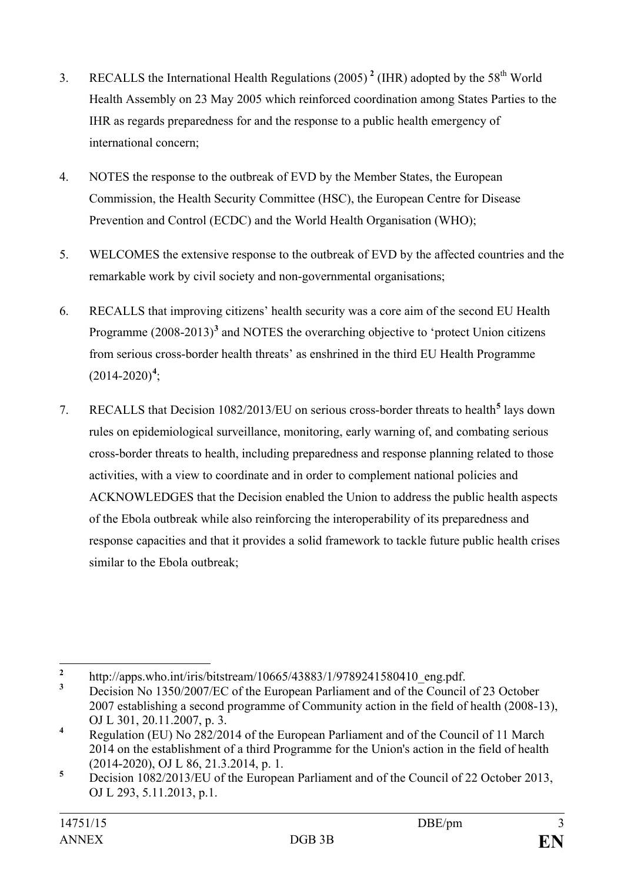3. RECALLS the International Health Regulations (2005) [2] (IHR) adopted by the $58^{th}$ World Health Assembly on 23 May 2005 which reinforced coordination among States Parties to the IHR as regards preparedness for and the response to a public health emergency of international concern;

4. NOTES the response to the outbreak of EVD by the Member States, the European Commission, the Health Security Committee (HSC), the European Centre for Disease Prevention and Control (ECDC) and the World Health Organisation (WHO);

5. WELCOMES the extensive response to the outbreak of EVD by the affected countries and the remarkable work by civil society and non-governmental organisations;

6. RECALLS that improving citizens' health security was a core aim of the second EU Health Programme (2008-2013)[3] and NOTES the overarching objective to 'protect Union citizens from serious cross-border health threats' as enshrined in the third EU Health Programme (2014-2020)[4];

7. RECALLS that Decision 1082/2013/EU on serious cross-border threats to health[5] lays down rules on epidemiological surveillance, monitoring, early warning of, and combating serious cross-border threats to health, including preparedness and response planning related to those activities, with a view to coordinate and in order to complement national policies and ACKNOWLEDGES that the Decision enabled the Union to address the public health aspects of the Ebola outbreak while also reinforcing the interoperability of its preparedness and response capacities and that it provides a solid framework to tackle future public health crises similar to the Ebola outbreak;

---

[2] http://apps.who.int/iris/bitstream/10665/43883/1/9789241580410_eng.pdf.

[3] Decision No 1350/2007/EC of the European Parliament and of the Council of 23 October 2007 establishing a second programme of Community action in the field of health (2008-13), OJ L 301, 20.11.2007, p. 3.

[4] Regulation (EU) No 282/2014 of the European Parliament and of the Council of 11 March 2014 on the establishment of a third Programme for the Union's action in the field of health (2014-2020), OJ L 86, 21.3.2014, p. 1.

[5] Decision 1082/2013/EU of the European Parliament and of the Council of 22 October 2013, OJ L 293, 5.11.2013, p.1.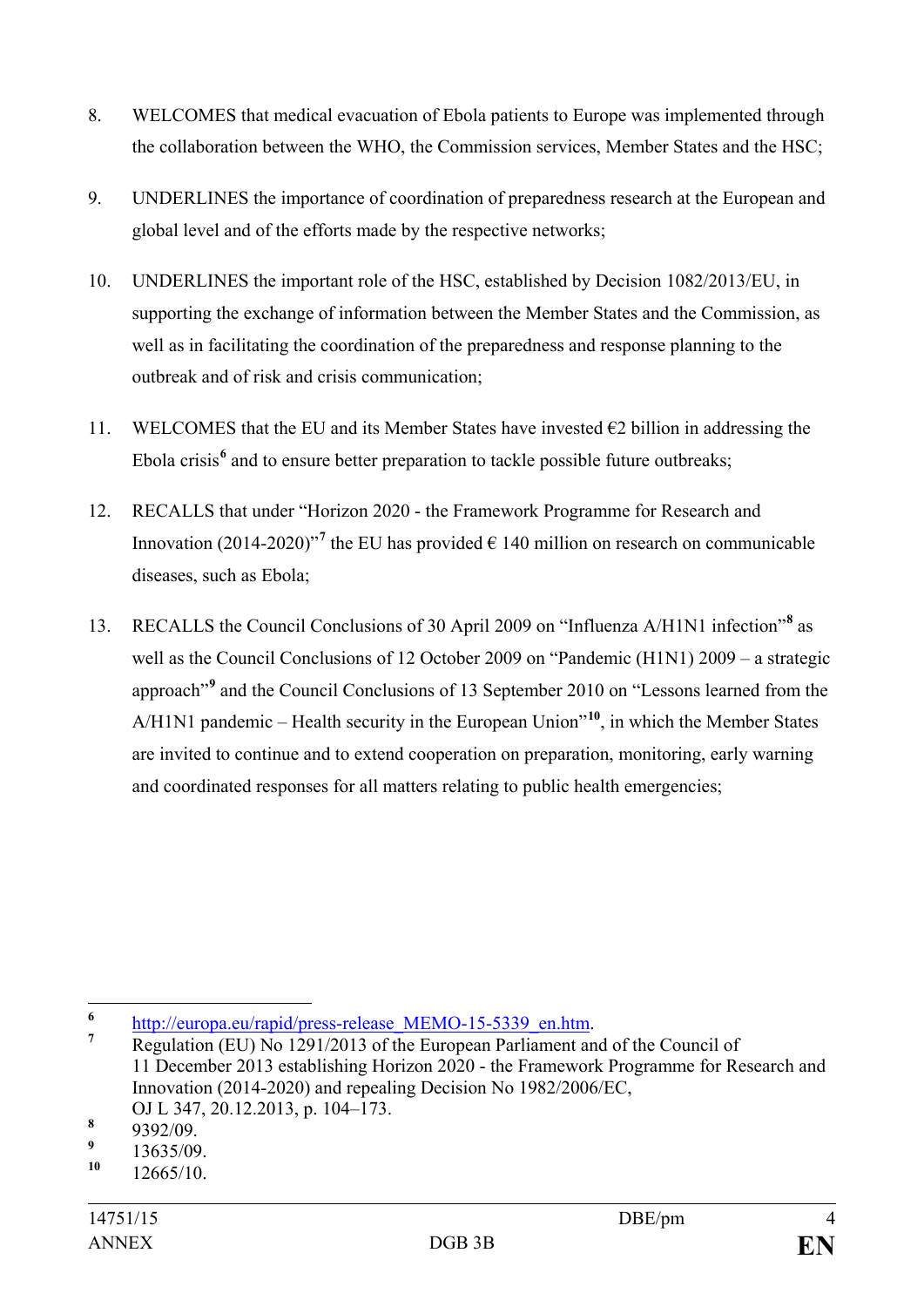8. WELCOMES that medical evacuation of Ebola patients to Europe was implemented through the collaboration between the WHO, the Commission services, Member States and the HSC;

9. UNDERLINES the importance of coordination of preparedness research at the European and global level and of the efforts made by the respective networks;

10. UNDERLINES the important role of the HSC, established by Decision 1082/2013/EU, in supporting the exchange of information between the Member States and the Commission, as well as in facilitating the coordination of the preparedness and response planning to the outbreak and of risk and crisis communication;

11. WELCOMES that the EU and its Member States have invested €2 billion in addressing the Ebola crisis[6] and to ensure better preparation to tackle possible future outbreaks;

12. RECALLS that under "Horizon 2020 - the Framework Programme for Research and Innovation (2014-2020)"[7] the EU has provided € 140 million on research on communicable diseases, such as Ebola;

13. RECALLS the Council Conclusions of 30 April 2009 on "Influenza A/H1N1 infection"[8] as well as the Council Conclusions of 12 October 2009 on "Pandemic (H1N1) 2009 – a strategic approach"[9] and the Council Conclusions of 13 September 2010 on "Lessons learned from the A/H1N1 pandemic – Health security in the European Union"[10], in which the Member States are invited to continue and to extend cooperation on preparation, monitoring, early warning and coordinated responses for all matters relating to public health emergencies;

---

[6] http://europa.eu/rapid/press-release_MEMO-15-5339_en.htm.

[7] Regulation (EU) No 1291/2013 of the European Parliament and of the Council of 11 December 2013 establishing Horizon 2020 - the Framework Programme for Research and Innovation (2014-2020) and repealing Decision No 1982/2006/EC, OJ L 347, 20.12.2013, p. 104–173.

[8] 9392/09.

[9] 13635/09.

[10] 12665/10.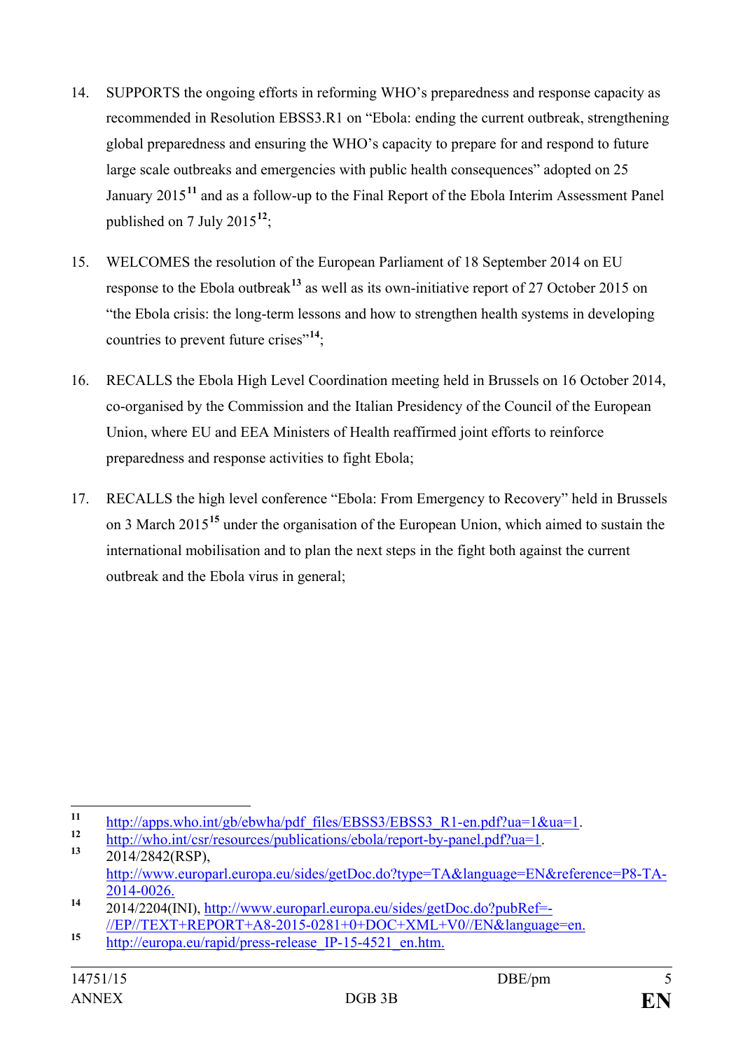14. SUPPORTS the ongoing efforts in reforming WHO's preparedness and response capacity as recommended in Resolution EBSS3.R1 on "Ebola: ending the current outbreak, strengthening global preparedness and ensuring the WHO's capacity to prepare for and respond to future large scale outbreaks and emergencies with public health consequences" adopted on 25 January 2015[11] and as a follow-up to the Final Report of the Ebola Interim Assessment Panel published on 7 July 2015[12];

15. WELCOMES the resolution of the European Parliament of 18 September 2014 on EU response to the Ebola outbreak[13] as well as its own-initiative report of 27 October 2015 on "the Ebola crisis: the long-term lessons and how to strengthen health systems in developing countries to prevent future crises"[14];

16. RECALLS the Ebola High Level Coordination meeting held in Brussels on 16 October 2014, co-organised by the Commission and the Italian Presidency of the Council of the European Union, where EU and EEA Ministers of Health reaffirmed joint efforts to reinforce preparedness and response activities to fight Ebola;

17. RECALLS the high level conference "Ebola: From Emergency to Recovery" held in Brussels on 3 March 2015[15] under the organisation of the European Union, which aimed to sustain the international mobilisation and to plan the next steps in the fight both against the current outbreak and the Ebola virus in general;

---

[11] http://apps.who.int/gb/ebwha/pdf_files/EBSS3/EBSS3_R1-en.pdf?ua=1&ua=1.

[12] http://who.int/csr/resources/publications/ebola/report-by-panel.pdf?ua=1.

[13] 2014/2842(RSP), http://www.europarl.europa.eu/sides/getDoc.do?type=TA&language=EN&reference=P8-TA-2014-0026.

[14] 2014/2204(INI), http://www.europarl.europa.eu/sides/getDoc.do?pubRef=-//EP//TEXT+REPORT+A8-2015-0281+0+DOC+XML+V0//EN&language=en.

[15] http://europa.eu/rapid/press-release_IP-15-4521_en.htm.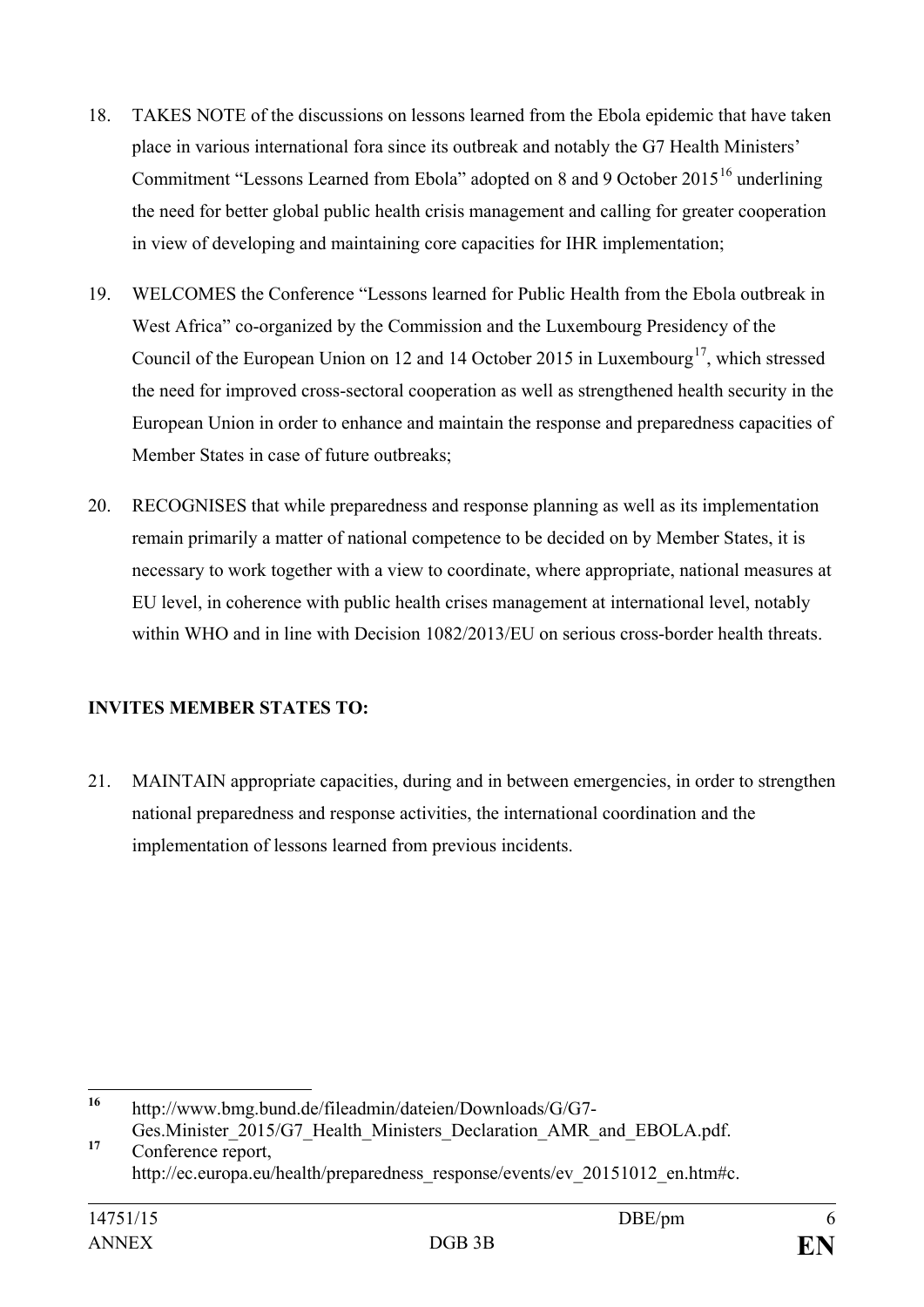18. TAKES NOTE of the discussions on lessons learned from the Ebola epidemic that have taken place in various international fora since its outbreak and notably the G7 Health Ministers' Commitment "Lessons Learned from Ebola" adopted on 8 and 9 October 2015[16] underlining the need for better global public health crisis management and calling for greater cooperation in view of developing and maintaining core capacities for IHR implementation;

19. WELCOMES the Conference "Lessons learned for Public Health from the Ebola outbreak in West Africa" co-organized by the Commission and the Luxembourg Presidency of the Council of the European Union on 12 and 14 October 2015 in Luxembourg[17], which stressed the need for improved cross-sectoral cooperation as well as strengthened health security in the European Union in order to enhance and maintain the response and preparedness capacities of Member States in case of future outbreaks;

20. RECOGNISES that while preparedness and response planning as well as its implementation remain primarily a matter of national competence to be decided on by Member States, it is necessary to work together with a view to coordinate, where appropriate, national measures at EU level, in coherence with public health crises management at international level, notably within WHO and in line with Decision 1082/2013/EU on serious cross-border health threats.

**INVITES MEMBER STATES TO:**

21. MAINTAIN appropriate capacities, during and in between emergencies, in order to strengthen national preparedness and response activities, the international coordination and the implementation of lessons learned from previous incidents.

---

[16] http://www.bmg.bund.de/fileadmin/dateien/Downloads/G/G7-Ges.Minister_2015/G7_Health_Ministers_Declaration_AMR_and_EBOLA.pdf.

[17] Conference report, http://ec.europa.eu/health/preparedness_response/events/ev_20151012_en.htm#c.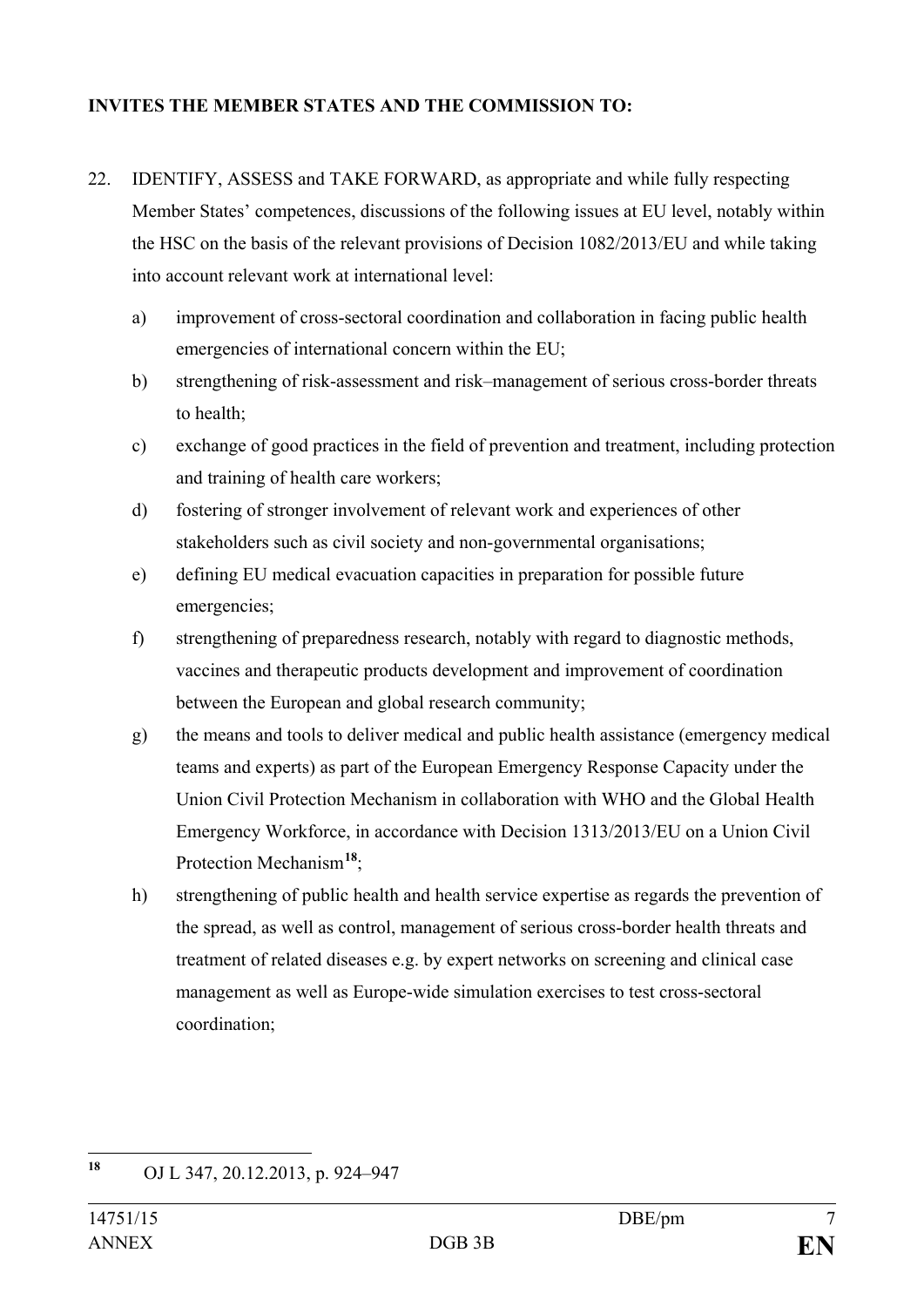**INVITES THE MEMBER STATES AND THE COMMISSION TO:**

22. IDENTIFY, ASSESS and TAKE FORWARD, as appropriate and while fully respecting Member States' competences, discussions of the following issues at EU level, notably within the HSC on the basis of the relevant provisions of Decision 1082/2013/EU and while taking into account relevant work at international level:

    a) improvement of cross-sectoral coordination and collaboration in facing public health emergencies of international concern within the EU;

    b) strengthening of risk-assessment and risk–management of serious cross-border threats to health;

    c) exchange of good practices in the field of prevention and treatment, including protection and training of health care workers;

    d) fostering of stronger involvement of relevant work and experiences of other stakeholders such as civil society and non-governmental organisations;

    e) defining EU medical evacuation capacities in preparation for possible future emergencies;

    f) strengthening of preparedness research, notably with regard to diagnostic methods, vaccines and therapeutic products development and improvement of coordination between the European and global research community;

    g) the means and tools to deliver medical and public health assistance (emergency medical teams and experts) as part of the European Emergency Response Capacity under the Union Civil Protection Mechanism in collaboration with WHO and the Global Health Emergency Workforce, in accordance with Decision 1313/2013/EU on a Union Civil Protection Mechanism[18];

    h) strengthening of public health and health service expertise as regards the prevention of the spread, as well as control, management of serious cross-border health threats and treatment of related diseases e.g. by expert networks on screening and clinical case management as well as Europe-wide simulation exercises to test cross-sectoral coordination;

---

[18] OJ L 347, 20.12.2013, p. 924–947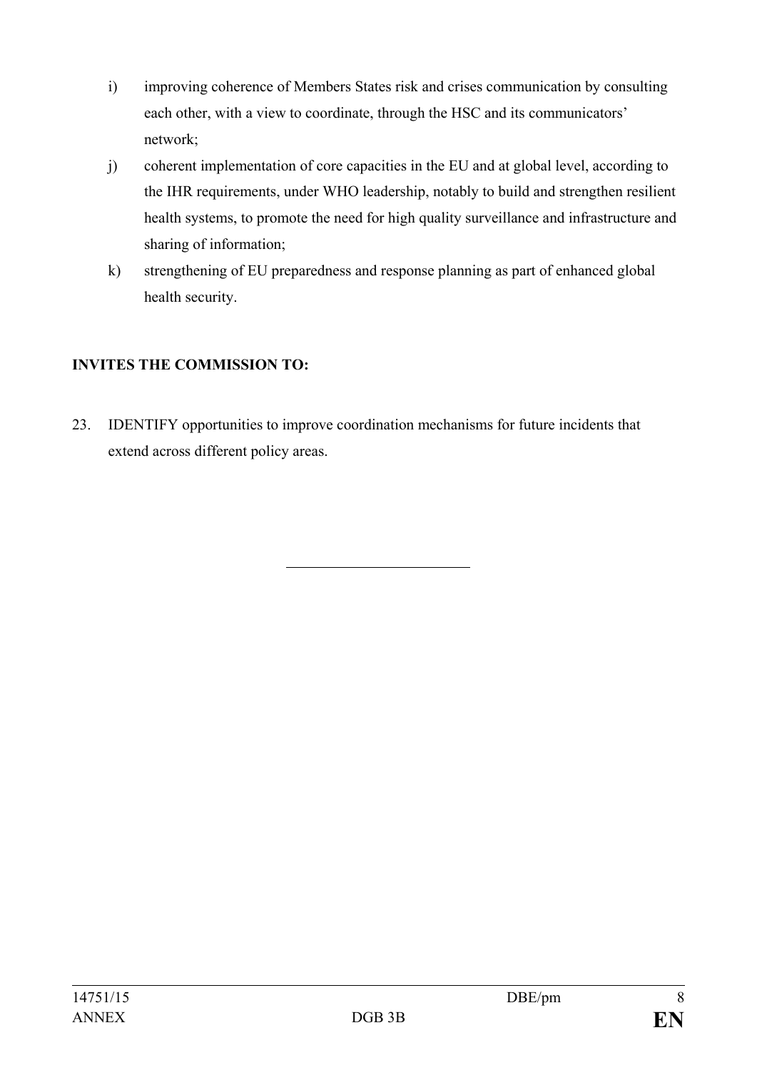i) improving coherence of Members States risk and crises communication by consulting each other, with a view to coordinate, through the HSC and its communicators' network;

j) coherent implementation of core capacities in the EU and at global level, according to the IHR requirements, under WHO leadership, notably to build and strengthen resilient health systems, to promote the need for high quality surveillance and infrastructure and sharing of information;

k) strengthening of EU preparedness and response planning as part of enhanced global health security.

**INVITES THE COMMISSION TO:**

23. IDENTIFY opportunities to improve coordination mechanisms for future incidents that extend across different policy areas.